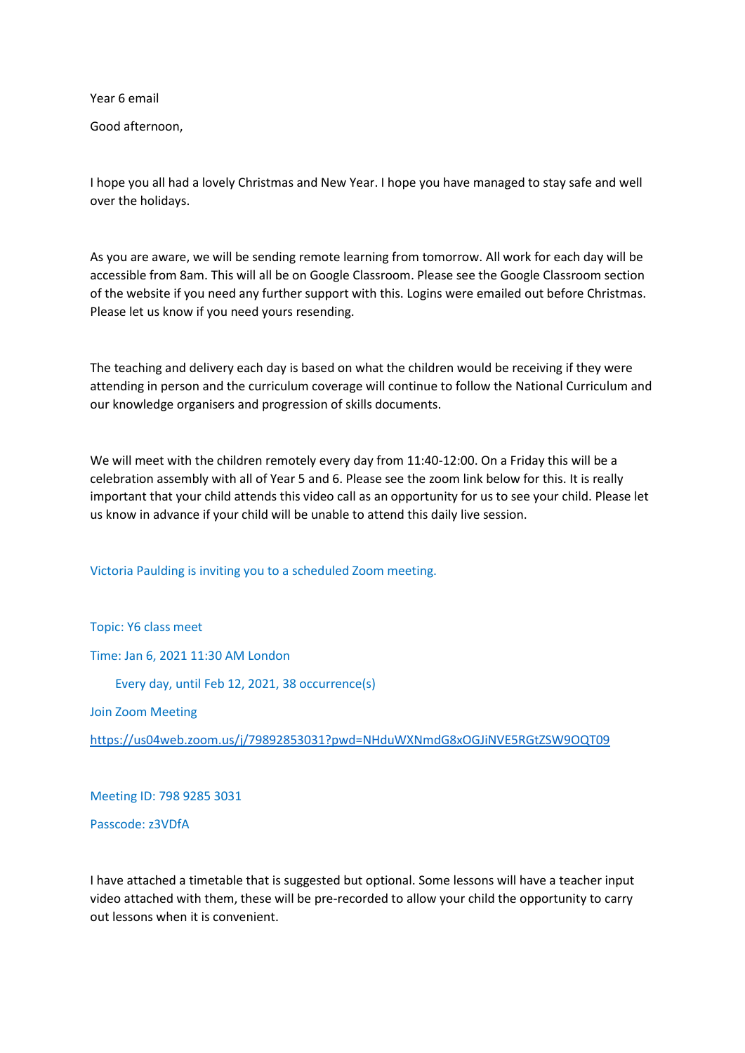Year 6 email

Good afternoon,

I hope you all had a lovely Christmas and New Year. I hope you have managed to stay safe and well over the holidays.

As you are aware, we will be sending remote learning from tomorrow. All work for each day will be accessible from 8am. This will all be on Google Classroom. Please see the Google Classroom section of the website if you need any further support with this. Logins were emailed out before Christmas. Please let us know if you need yours resending.

The teaching and delivery each day is based on what the children would be receiving if they were attending in person and the curriculum coverage will continue to follow the National Curriculum and our knowledge organisers and progression of skills documents.

We will meet with the children remotely every day from 11:40-12:00. On a Friday this will be a celebration assembly with all of Year 5 and 6. Please see the zoom link below for this. It is really important that your child attends this video call as an opportunity for us to see your child. Please let us know in advance if your child will be unable to attend this daily live session.

Victoria Paulding is inviting you to a scheduled Zoom meeting.

Topic: Y6 class meet

Time: Jan 6, 2021 11:30 AM London

Every day, until Feb 12, 2021, 38 occurrence(s)

Join Zoom Meeting

https://us04web.zoom.us/j/79892853031?pwd=NHduWXNmdG8xOGJiNVE5RGtZSW9OQT09

Meeting ID: 798 9285 3031

Passcode: z3VDfA

I have attached a timetable that is suggested but optional. Some lessons will have a teacher input video attached with them, these will be pre-recorded to allow your child the opportunity to carry out lessons when it is convenient.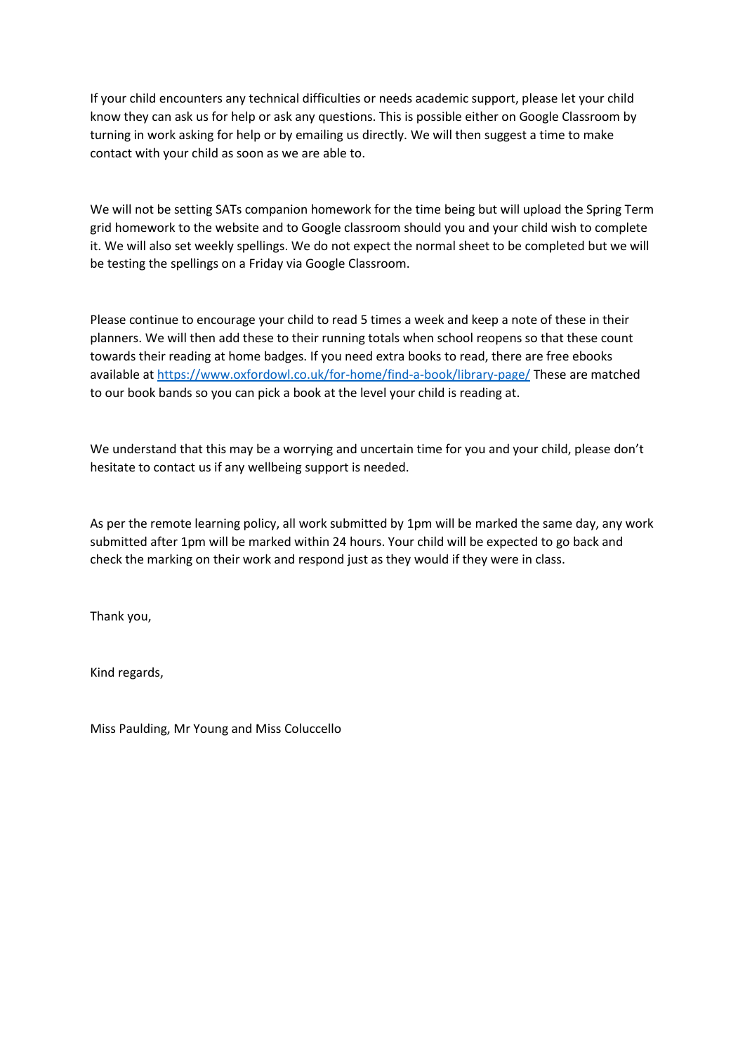If your child encounters any technical difficulties or needs academic support, please let your child know they can ask us for help or ask any questions. This is possible either on Google Classroom by turning in work asking for help or by emailing us directly. We will then suggest a time to make contact with your child as soon as we are able to.

We will not be setting SATs companion homework for the time being but will upload the Spring Term grid homework to the website and to Google classroom should you and your child wish to complete it. We will also set weekly spellings. We do not expect the normal sheet to be completed but we will be testing the spellings on a Friday via Google Classroom.

Please continue to encourage your child to read 5 times a week and keep a note of these in their planners. We will then add these to their running totals when school reopens so that these count towards their reading at home badges. If you need extra books to read, there are free ebooks available at https://www.oxfordowl.co.uk/for-home/find-a-book/library-page/ These are matched to our book bands so you can pick a book at the level your child is reading at.

We understand that this may be a worrying and uncertain time for you and your child, please don't hesitate to contact us if any wellbeing support is needed.

As per the remote learning policy, all work submitted by 1pm will be marked the same day, any work submitted after 1pm will be marked within 24 hours. Your child will be expected to go back and check the marking on their work and respond just as they would if they were in class.

Thank you,

Kind regards,

Miss Paulding, Mr Young and Miss Coluccello